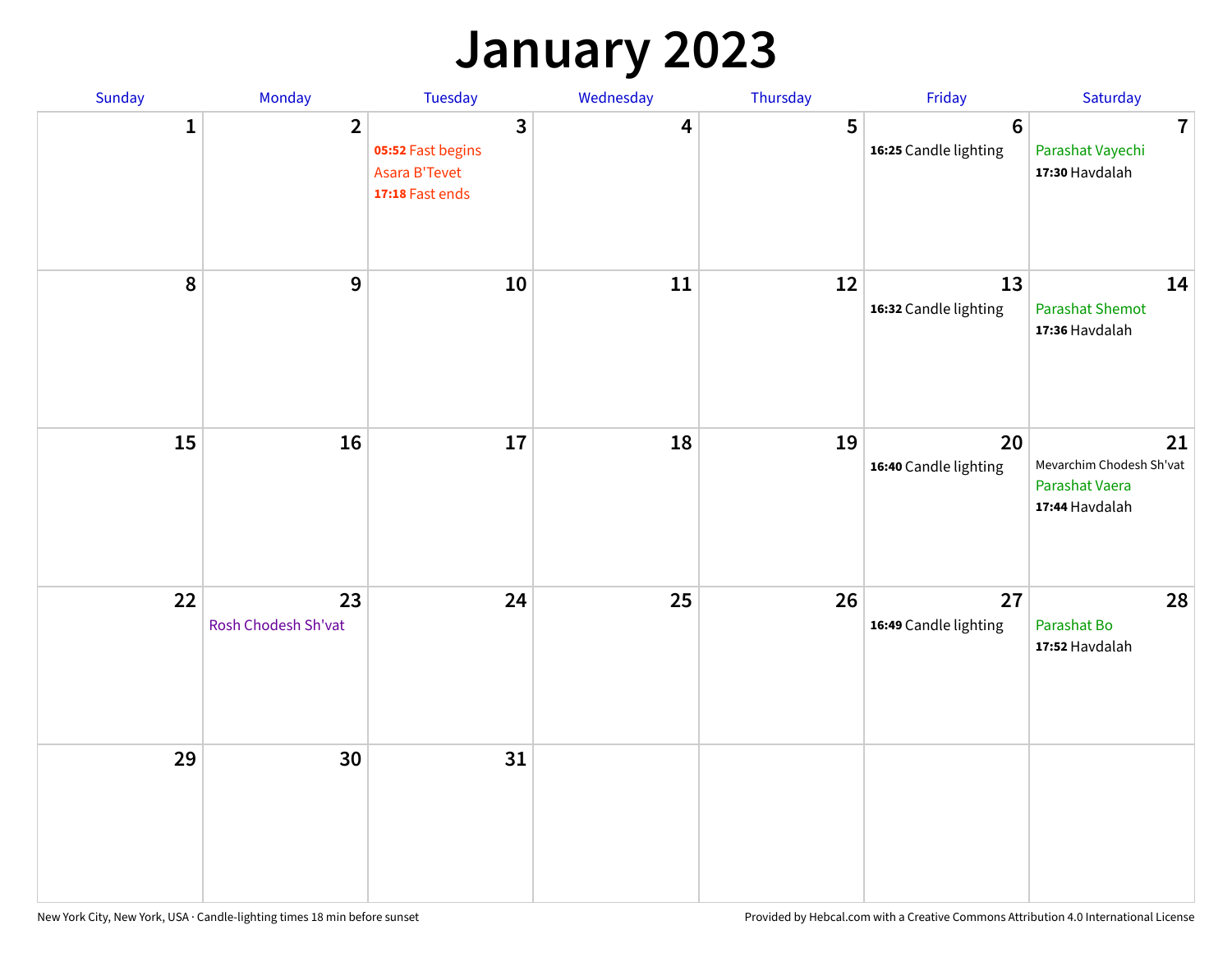# January 2023

| Sunday | Monday | Tuesday | Wednesday | Thursday | Friday | Saturday |
|---|---|---|---|---|---|---|
| 1 | 2 | 3<br>**05:52** Fast begins<br>Asara B'Tevet<br>**17:18** Fast ends | 4 | 5 | 6<br>**16:25** Candle lighting | 7<br>Parashat Vayechi<br>**17:30** Havdalah |
| 8 | 9 | 10 | 11 | 12 | 13<br>**16:32** Candle lighting | 14<br>Parashat Shemot<br>**17:36** Havdalah |
| 15 | 16 | 17 | 18 | 19 | 20<br>**16:40** Candle lighting | 21<br>Mevarchim Chodesh Sh'vat<br>Parashat Vaera<br>**17:44** Havdalah |
| 22 | 23<br>Rosh Chodesh Sh'vat | 24 | 25 | 26 | 27<br>**16:49** Candle lighting | 28<br>Parashat Bo<br>**17:52** Havdalah |
| 29 | 30 | 31 | | | | |

New York City, New York, USA · Candle-lighting times 18 min before sunset

Provided by Hebcal.com with a Creative Commons Attribution 4.0 International License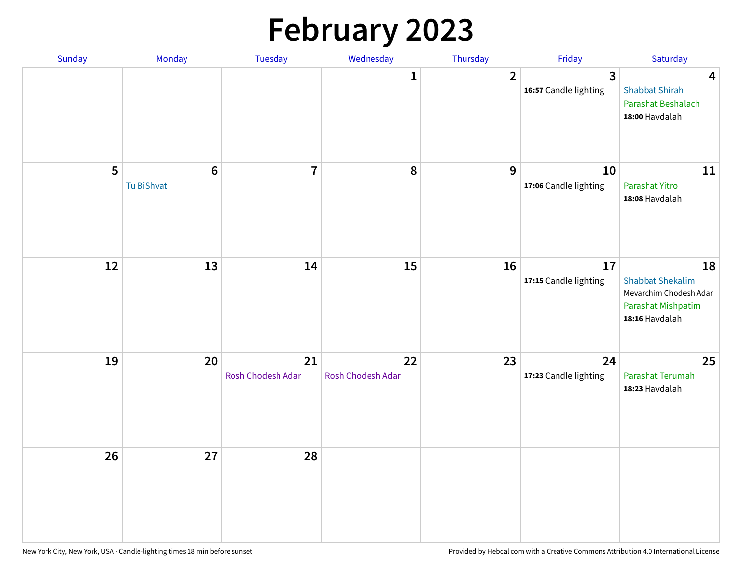# February 2023

| Sunday | Monday | Tuesday | Wednesday | Thursday | Friday | Saturday |
|---|---|---|---|---|---|---|
| | | | 1 | 2 | 3<br>**16:57** Candle lighting | 4<br>Shabbat Shirah<br>Parashat Beshalach<br>**18:00** Havdalah |
| 5 | 6<br>Tu BiShvat | 7 | 8 | 9 | 10<br>**17:06** Candle lighting | 11<br>Parashat Yitro<br>**18:08** Havdalah |
| 12 | 13 | 14 | 15 | 16 | 17<br>**17:15** Candle lighting | 18<br>Shabbat Shekalim<br>Mevarchim Chodesh Adar<br>Parashat Mishpatim<br>**18:16** Havdalah |
| 19 | 20 | 21<br>Rosh Chodesh Adar | 22<br>Rosh Chodesh Adar | 23 | 24<br>**17:23** Candle lighting | 25<br>Parashat Terumah<br>**18:23** Havdalah |
| 26 | 27 | 28 | | | | |

New York City, New York, USA · Candle-lighting times 18 min before sunset

Provided by Hebcal.com with a Creative Commons Attribution 4.0 International License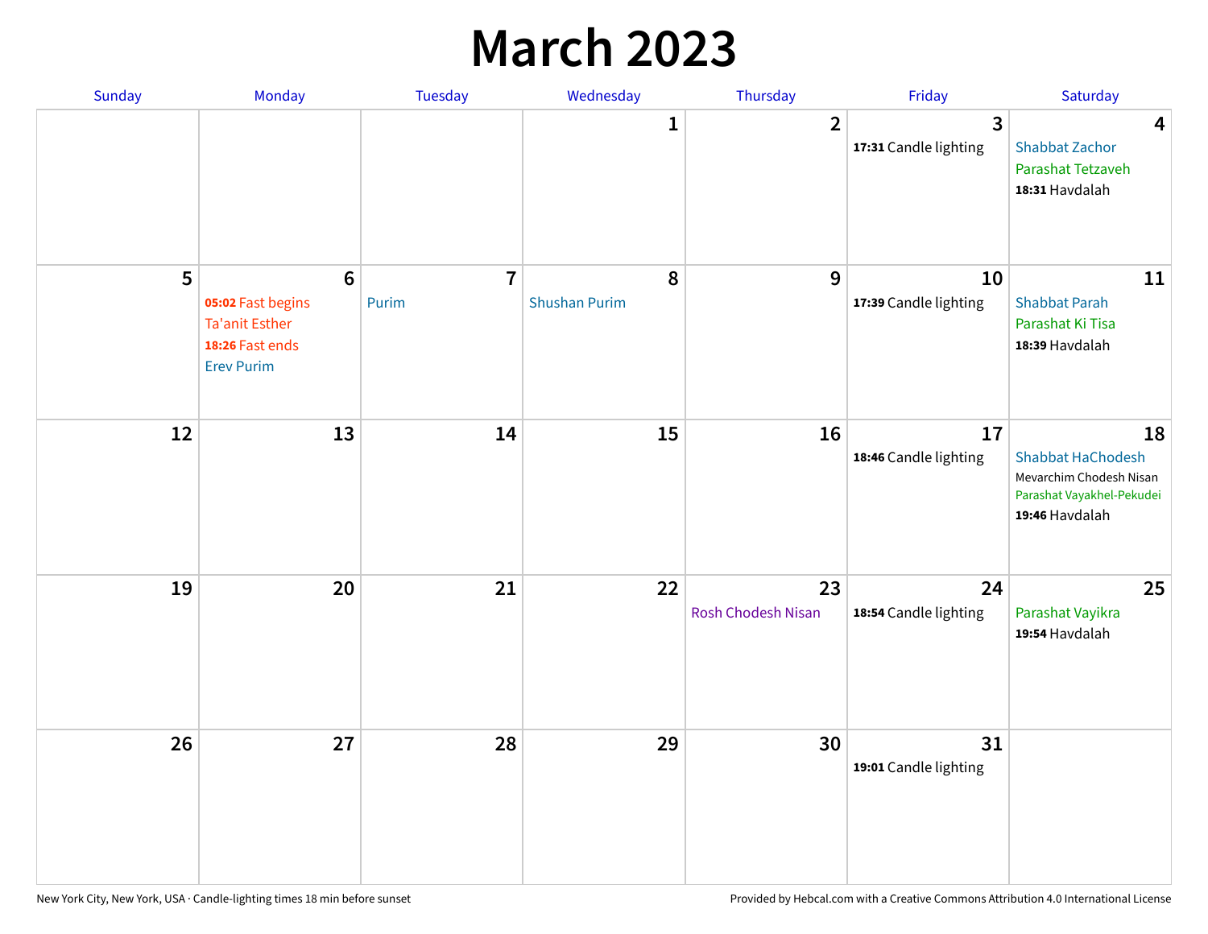# March 2023

| Sunday | Monday | Tuesday | Wednesday | Thursday | Friday | Saturday |
|---|---|---|---|---|---|---|
| | | | 1 | 2 | 3<br>**17:31** Candle lighting | 4<br>Shabbat Zachor<br>Parashat Tetzaveh<br>**18:31** Havdalah |
| 5 | 6<br>**05:02** Fast begins<br>Ta'anit Esther<br>**18:26** Fast ends<br>Erev Purim | 7<br>Purim | 8<br>Shushan Purim | 9 | 10<br>**17:39** Candle lighting | 11<br>Shabbat Parah<br>Parashat Ki Tisa<br>**18:39** Havdalah |
| 12 | 13 | 14 | 15 | 16 | 17<br>**18:46** Candle lighting | 18<br>Shabbat HaChodesh<br>Mevarchim Chodesh Nisan<br>Parashat Vayakhel-Pekudei<br>**19:46** Havdalah |
| 19 | 20 | 21 | 22 | 23<br>Rosh Chodesh Nisan | 24<br>**18:54** Candle lighting | 25<br>Parashat Vayikra<br>**19:54** Havdalah |
| 26 | 27 | 28 | 29 | 30 | 31<br>**19:01** Candle lighting | |

New York City, New York, USA · Candle-lighting times 18 min before sunset

Provided by Hebcal.com with a Creative Commons Attribution 4.0 International License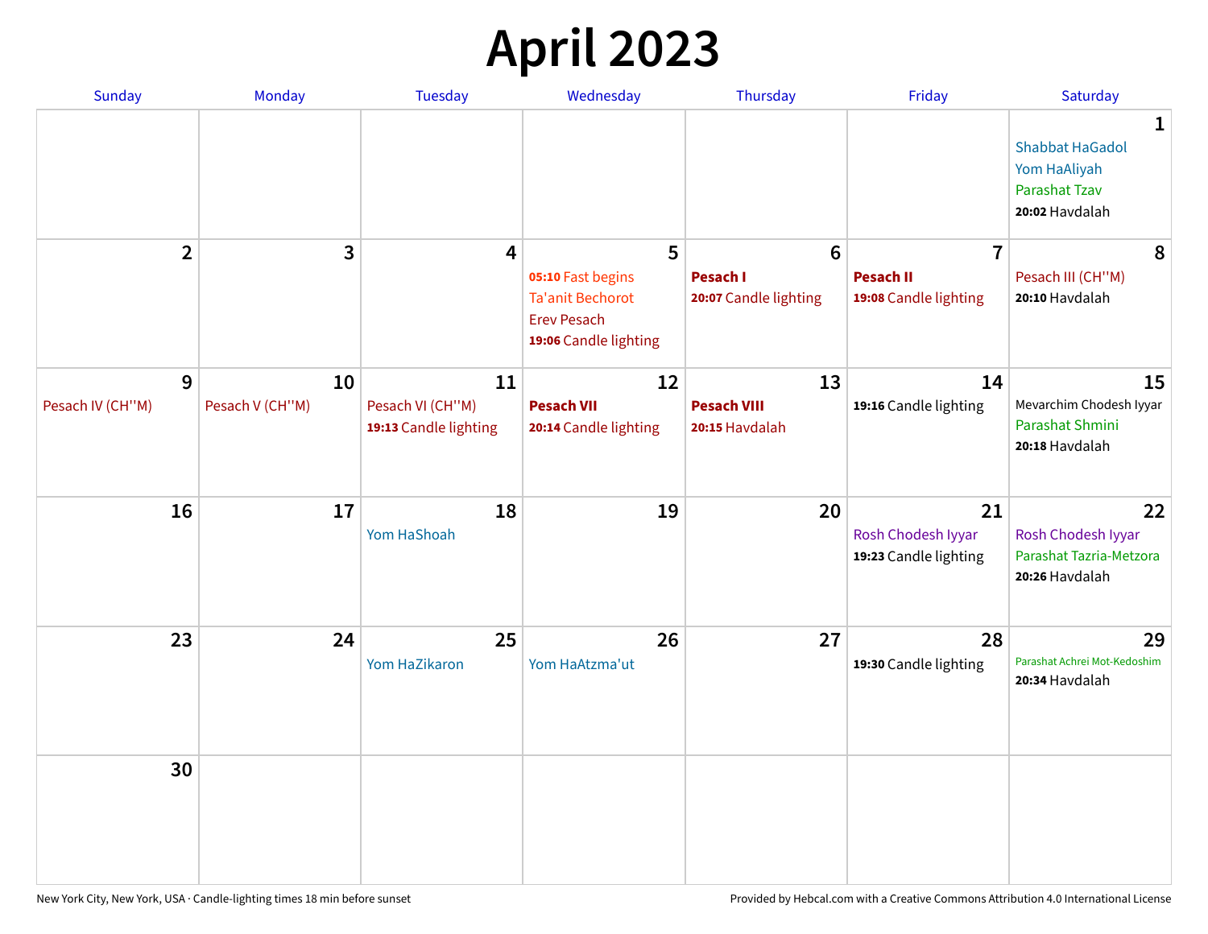# April 2023

| Sunday | Monday | Tuesday | Wednesday | Thursday | Friday | Saturday |
| --- | --- | --- | --- | --- | --- | --- |
| | | | | | | **1**<br>Shabbat HaGadol<br>Yom HaAliyah<br>Parashat Tzav<br>**20:02** Havdalah |
| **2** | **3** | **4** | **5**<br>**05:10** Fast begins<br>Ta'anit Bechorot<br>Erev Pesach<br>**19:06** Candle lighting | **6**<br>**Pesach I**<br>**20:07** Candle lighting | **7**<br>**Pesach II**<br>**19:08** Candle lighting | **8**<br>Pesach III (CH''M)<br>**20:10** Havdalah |
| **9**<br>Pesach IV (CH''M) | **10**<br>Pesach V (CH''M) | **11**<br>Pesach VI (CH''M)<br>**19:13** Candle lighting | **12**<br>**Pesach VII**<br>**20:14** Candle lighting | **13**<br>**Pesach VIII**<br>**20:15** Havdalah | **14**<br>**19:16** Candle lighting | **15**<br>Mevarchim Chodesh Iyyar<br>Parashat Shmini<br>**20:18** Havdalah |
| **16** | **17** | **18**<br>Yom HaShoah | **19** | **20** | **21**<br>Rosh Chodesh Iyyar<br>**19:23** Candle lighting | **22**<br>Rosh Chodesh Iyyar<br>Parashat Tazria-Metzora<br>**20:26** Havdalah |
| **23** | **24** | **25**<br>Yom HaZikaron | **26**<br>Yom HaAtzma'ut | **27** | **28**<br>**19:30** Candle lighting | **29**<br>Parashat Achrei Mot-Kedoshim<br>**20:34** Havdalah |
| **30** | | | | | | |

New York City, New York, USA · Candle-lighting times 18 min before sunset

Provided by Hebcal.com with a Creative Commons Attribution 4.0 International License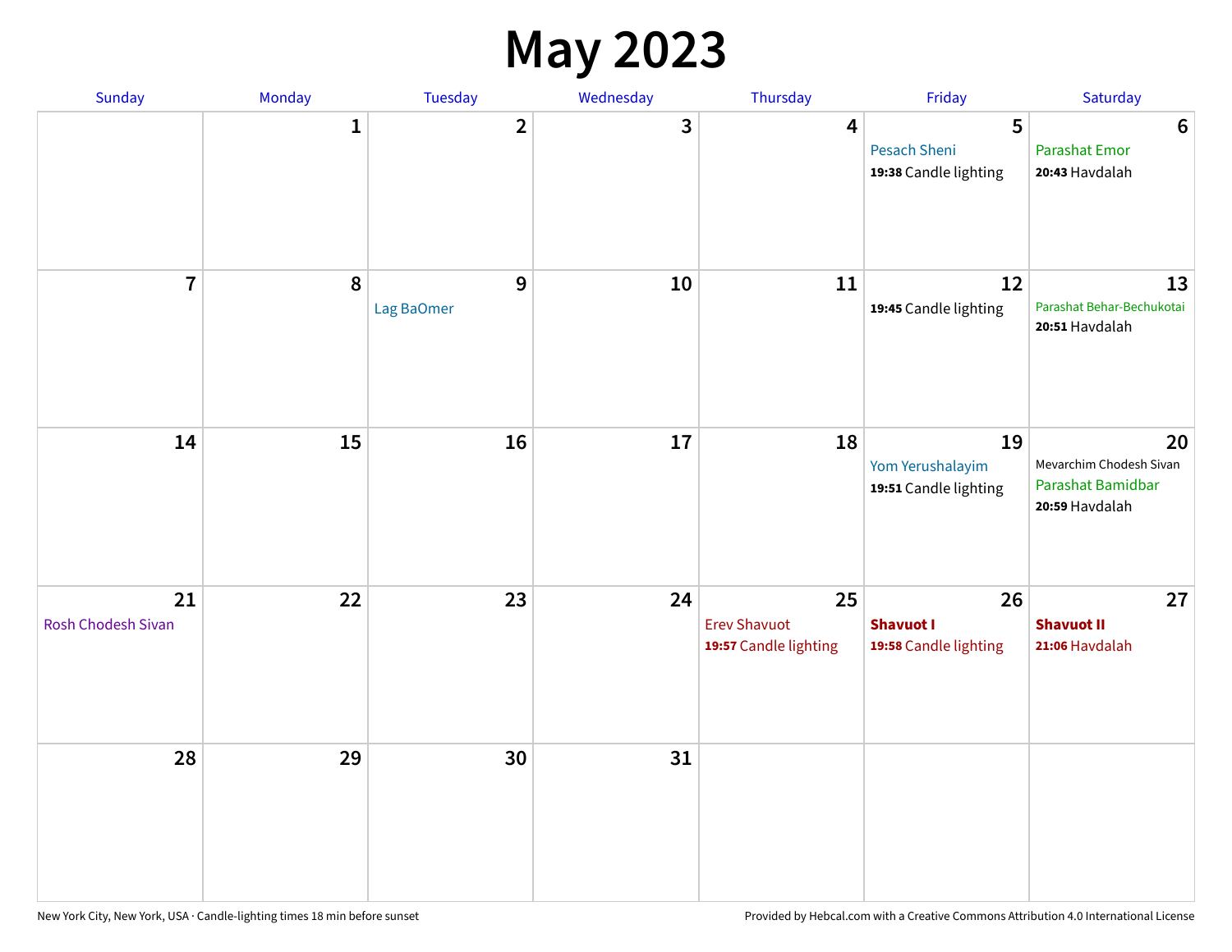# May 2023

| Sunday | Monday | Tuesday | Wednesday | Thursday | Friday | Saturday |
|---|---|---|---|---|---|---|
| | 1 | 2 | 3 | 4 | 5<br>Pesach Sheni<br>**19:38** Candle lighting | 6<br>Parashat Emor<br>**20:43** Havdalah |
| 7 | 8 | 9<br>Lag BaOmer | 10 | 11 | 12<br>**19:45** Candle lighting | 13<br>Parashat Behar-Bechukotai<br>**20:51** Havdalah |
| 14 | 15 | 16 | 17 | 18 | 19<br>Yom Yerushalayim<br>**19:51** Candle lighting | 20<br>Mevarchim Chodesh Sivan<br>Parashat Bamidbar<br>**20:59** Havdalah |
| 21<br>Rosh Chodesh Sivan | 22 | 23 | 24 | 25<br>Erev Shavuot<br>**19:57** Candle lighting | 26<br>**Shavuot I**<br>**19:58** Candle lighting | 27<br>**Shavuot II**<br>**21:06** Havdalah |
| 28 | 29 | 30 | 31 | | | |

New York City, New York, USA · Candle-lighting times 18 min before sunset

Provided by Hebcal.com with a Creative Commons Attribution 4.0 International License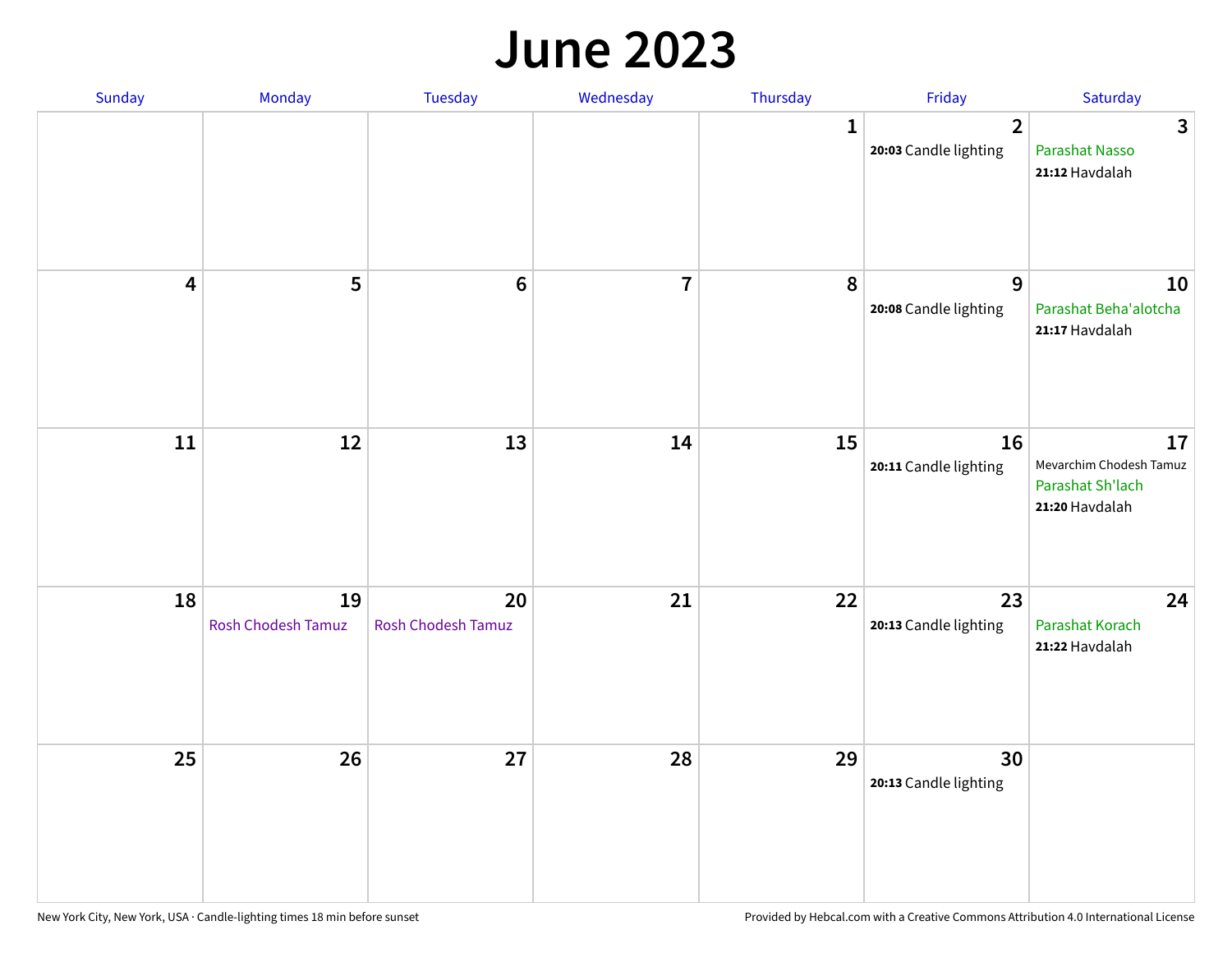# June 2023

| Sunday | Monday | Tuesday | Wednesday | Thursday | Friday | Saturday |
|---|---|---|---|---|---|---|
| | | | | 1 | 2<br>**20:03** Candle lighting | 3<br>Parashat Nasso<br>**21:12** Havdalah |
| 4 | 5 | 6 | 7 | 8 | 9<br>**20:08** Candle lighting | 10<br>Parashat Beha'alotcha<br>**21:17** Havdalah |
| 11 | 12 | 13 | 14 | 15 | 16<br>**20:11** Candle lighting | 17<br>Mevarchim Chodesh Tamuz<br>Parashat Sh'lach<br>**21:20** Havdalah |
| 18 | 19<br>Rosh Chodesh Tamuz | 20<br>Rosh Chodesh Tamuz | 21 | 22 | 23<br>**20:13** Candle lighting | 24<br>Parashat Korach<br>**21:22** Havdalah |
| 25 | 26 | 27 | 28 | 29 | 30<br>**20:13** Candle lighting | |

New York City, New York, USA · Candle-lighting times 18 min before sunset

Provided by Hebcal.com with a Creative Commons Attribution 4.0 International License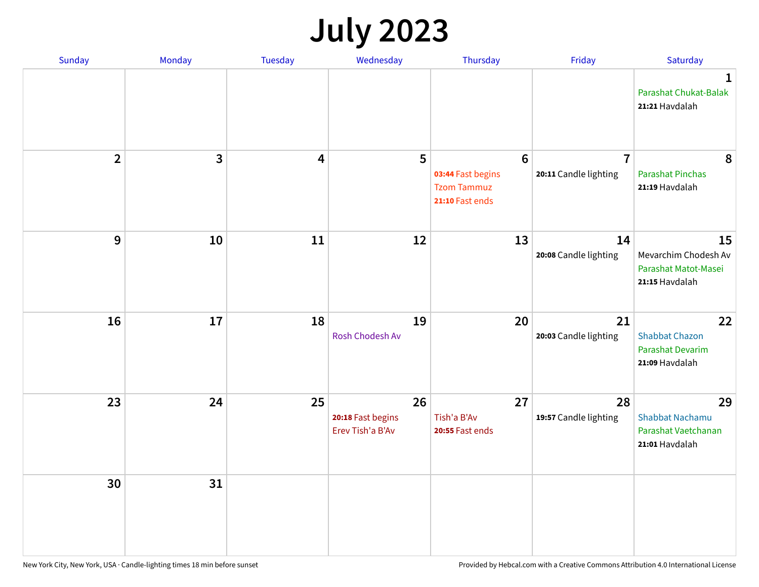# July 2023

| Sunday | Monday | Tuesday | Wednesday | Thursday | Friday | Saturday |
|---|---|---|---|---|---|---|
| | | | | | | **1** Parashat Chukat-Balak **21:21** Havdalah |
| **2** | **3** | **4** | **5** | **6** **03:44** Fast begins Tzom Tammuz **21:10** Fast ends | **7** **20:11** Candle lighting | **8** Parashat Pinchas **21:19** Havdalah |
| **9** | **10** | **11** | **12** | **13** | **14** **20:08** Candle lighting | **15** Mevarchim Chodesh Av Parashat Matot-Masei **21:15** Havdalah |
| **16** | **17** | **18** | **19** Rosh Chodesh Av | **20** | **21** **20:03** Candle lighting | **22** Shabbat Chazon Parashat Devarim **21:09** Havdalah |
| **23** | **24** | **25** | **26** **20:18** Fast begins Erev Tish'a B'Av | **27** Tish'a B'Av **20:55** Fast ends | **28** **19:57** Candle lighting | **29** Shabbat Nachamu Parashat Vaetchanan **21:01** Havdalah |
| **30** | **31** | | | | | |

New York City, New York, USA · Candle-lighting times 18 min before sunset

Provided by Hebcal.com with a Creative Commons Attribution 4.0 International License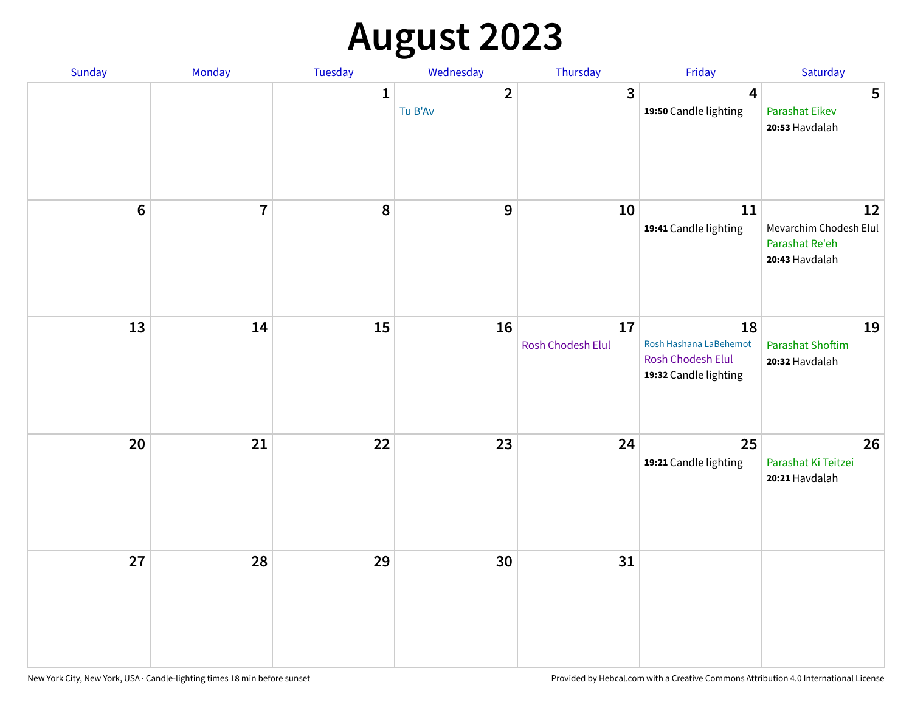# August 2023

| Sunday | Monday | Tuesday | Wednesday | Thursday | Friday | Saturday |
|---|---|---|---|---|---|---|
| | | 1 | 2<br>Tu B'Av | 3 | 4<br>**19:50** Candle lighting | 5<br>Parashat Eikev<br>**20:53** Havdalah |
| 6 | 7 | 8 | 9 | 10 | 11<br>**19:41** Candle lighting | 12<br>Mevarchim Chodesh Elul<br>Parashat Re'eh<br>**20:43** Havdalah |
| 13 | 14 | 15 | 16 | 17<br>Rosh Chodesh Elul | 18<br>Rosh Hashana LaBehemot<br>Rosh Chodesh Elul<br>**19:32** Candle lighting | 19<br>Parashat Shoftim<br>**20:32** Havdalah |
| 20 | 21 | 22 | 23 | 24 | 25<br>**19:21** Candle lighting | 26<br>Parashat Ki Teitzei<br>**20:21** Havdalah |
| 27 | 28 | 29 | 30 | 31 | | |

New York City, New York, USA · Candle-lighting times 18 min before sunset

Provided by Hebcal.com with a Creative Commons Attribution 4.0 International License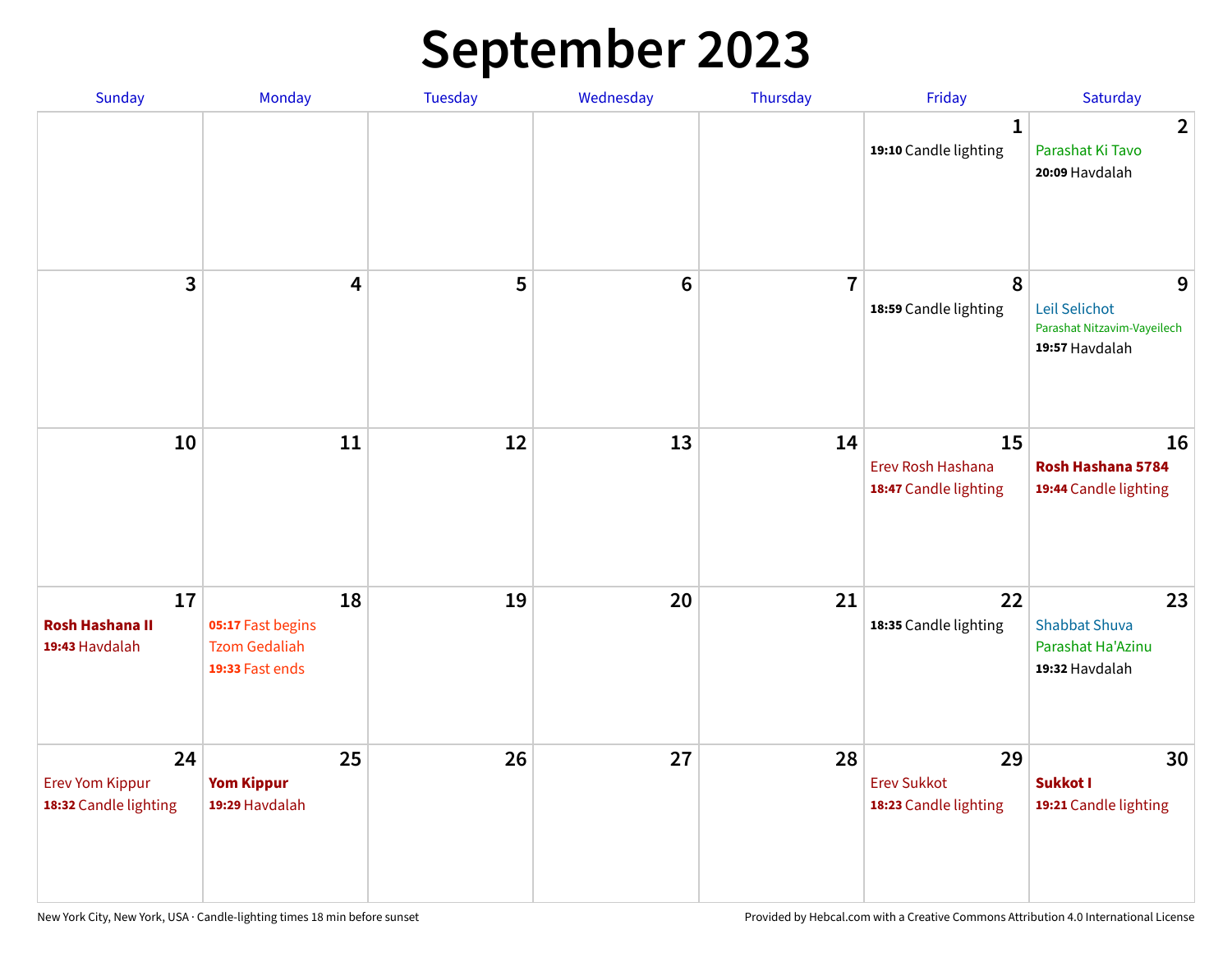# September 2023

| Sunday | Monday | Tuesday | Wednesday | Thursday | Friday | Saturday |
|---|---|---|---|---|---|---|
| | | | | | 1<br>**19:10** Candle lighting | 2<br>Parashat Ki Tavo<br>**20:09** Havdalah |
| 3 | 4 | 5 | 6 | 7 | 8<br>**18:59** Candle lighting | 9<br>Leil Selichot<br>Parashat Nitzavim-Vayeilech<br>**19:57** Havdalah |
| 10 | 11 | 12 | 13 | 14 | 15<br>Erev Rosh Hashana<br>**18:47** Candle lighting | 16<br>**Rosh Hashana 5784**<br>**19:44** Candle lighting |
| 17<br>**Rosh Hashana II**<br>**19:43** Havdalah | 18<br>**05:17** Fast begins<br>Tzom Gedaliah<br>**19:33** Fast ends | 19 | 20 | 21 | 22<br>**18:35** Candle lighting | 23<br>Shabbat Shuva<br>Parashat Ha'Azinu<br>**19:32** Havdalah |
| 24<br>Erev Yom Kippur<br>**18:32** Candle lighting | 25<br>**Yom Kippur**<br>**19:29** Havdalah | 26 | 27 | 28 | 29<br>Erev Sukkot<br>**18:23** Candle lighting | 30<br>**Sukkot I**<br>**19:21** Candle lighting |

New York City, New York, USA · Candle-lighting times 18 min before sunset

Provided by Hebcal.com with a Creative Commons Attribution 4.0 International License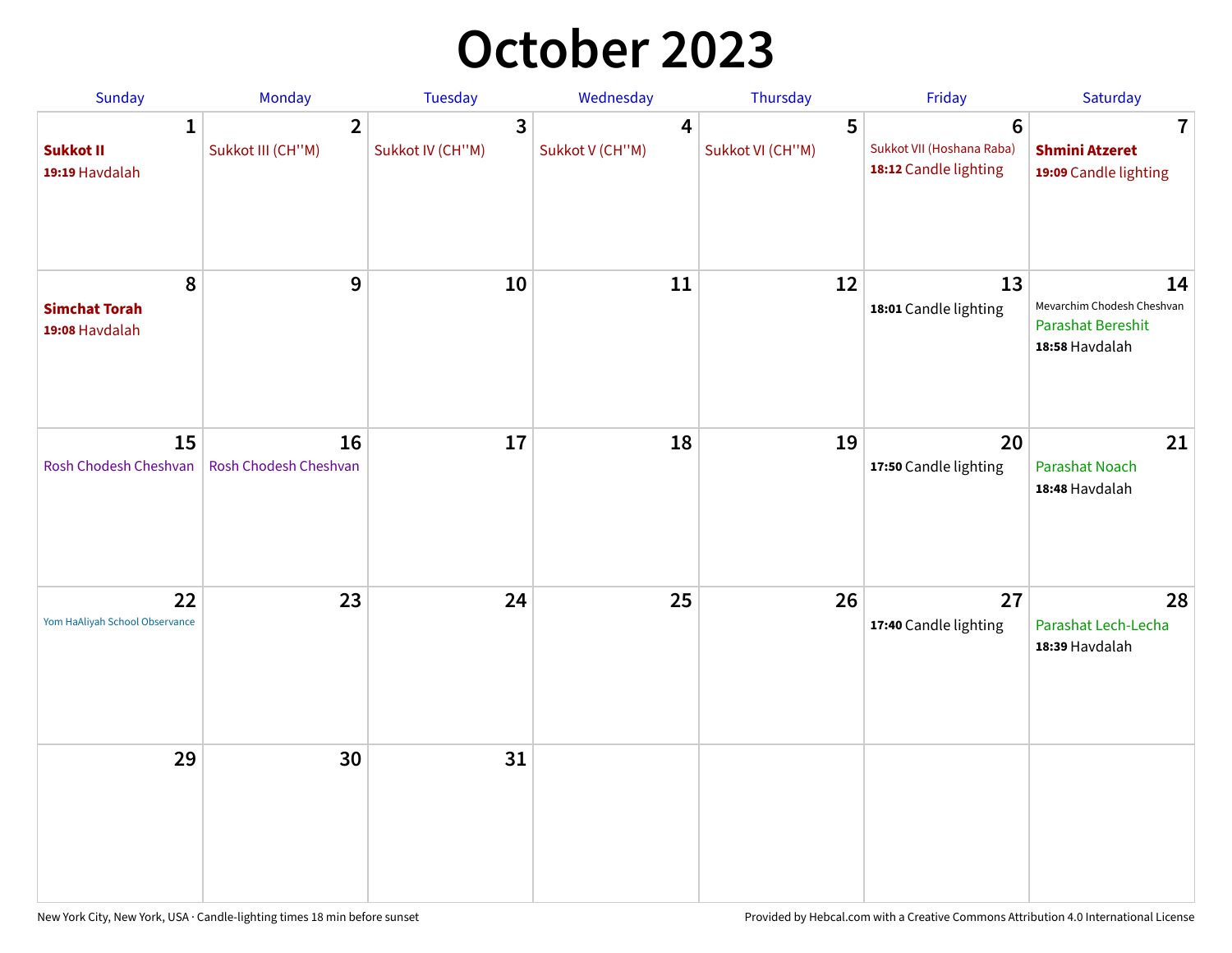# October 2023

| Sunday | Monday | Tuesday | Wednesday | Thursday | Friday | Saturday |
|---|---|---|---|---|---|---|
| 1<br>**Sukkot II**<br>**19:19** Havdalah | 2<br>Sukkot III (CH''M) | 3<br>Sukkot IV (CH''M) | 4<br>Sukkot V (CH''M) | 5<br>Sukkot VI (CH''M) | 6<br>Sukkot VII (Hoshana Raba)<br>**18:12** Candle lighting | 7<br>**Shmini Atzeret**<br>**19:09** Candle lighting |
| 8<br>**Simchat Torah**<br>**19:08** Havdalah | 9 | 10 | 11 | 12 | 13<br>**18:01** Candle lighting | 14<br>Mevarchim Chodesh Cheshvan<br>Parashat Bereshit<br>**18:58** Havdalah |
| 15<br>Rosh Chodesh Cheshvan | 16<br>Rosh Chodesh Cheshvan | 17 | 18 | 19 | 20<br>**17:50** Candle lighting | 21<br>Parashat Noach<br>**18:48** Havdalah |
| 22<br>Yom HaAliyah School Observance | 23 | 24 | 25 | 26 | 27<br>**17:40** Candle lighting | 28<br>Parashat Lech-Lecha<br>**18:39** Havdalah |
| 29 | 30 | 31 | | | | |

New York City, New York, USA · Candle-lighting times 18 min before sunset

Provided by Hebcal.com with a Creative Commons Attribution 4.0 International License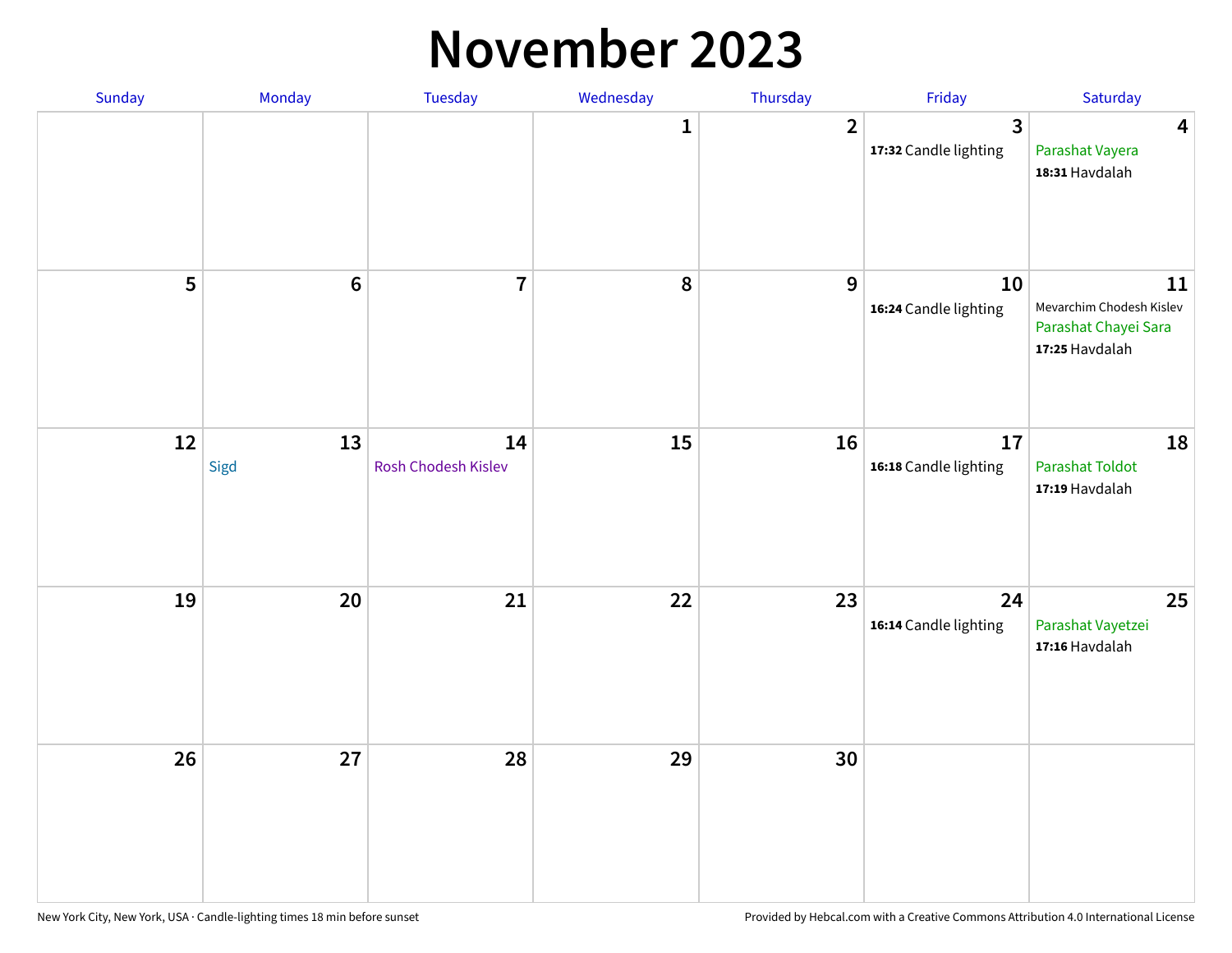# November 2023

| Sunday | Monday | Tuesday | Wednesday | Thursday | Friday | Saturday |
|---|---|---|---|---|---|---|
| | | | 1 | 2 | 3<br>**17:32** Candle lighting | 4<br>Parashat Vayera<br>**18:31** Havdalah |
| 5 | 6 | 7 | 8 | 9 | 10<br>**16:24** Candle lighting | 11<br>Mevarchim Chodesh Kislev<br>Parashat Chayei Sara<br>**17:25** Havdalah |
| 12 | 13<br>Sigd | 14<br>Rosh Chodesh Kislev | 15 | 16 | 17<br>**16:18** Candle lighting | 18<br>Parashat Toldot<br>**17:19** Havdalah |
| 19 | 20 | 21 | 22 | 23 | 24<br>**16:14** Candle lighting | 25<br>Parashat Vayetzei<br>**17:16** Havdalah |
| 26 | 27 | 28 | 29 | 30 | | |

New York City, New York, USA · Candle-lighting times 18 min before sunset

Provided by Hebcal.com with a Creative Commons Attribution 4.0 International License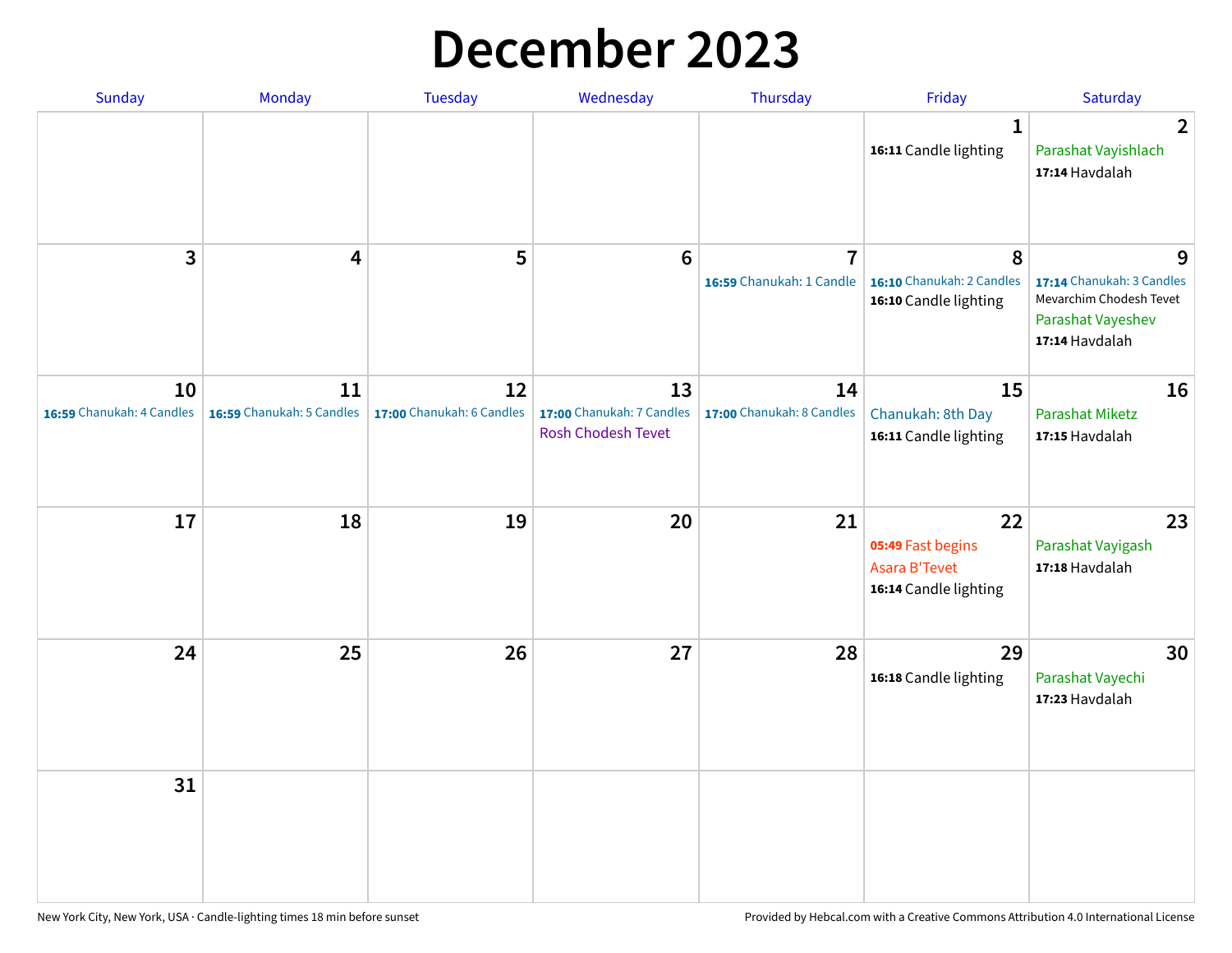# December 2023

| Sunday | Monday | Tuesday | Wednesday | Thursday | Friday | Saturday |
|---|---|---|---|---|---|---|
| | | | | | 1<br>**16:11** Candle lighting | 2<br>Parashat Vayishlach<br>**17:14** Havdalah |
| 3 | 4 | 5 | 6 | 7<br>**16:59** Chanukah: 1 Candle | 8<br>**16:10** Chanukah: 2 Candles<br>**16:10** Candle lighting | 9<br>**17:14** Chanukah: 3 Candles<br>Mevarchim Chodesh Tevet<br>Parashat Vayeshev<br>**17:14** Havdalah |
| 10<br>**16:59** Chanukah: 4 Candles | 11<br>**16:59** Chanukah: 5 Candles | 12<br>**17:00** Chanukah: 6 Candles | 13<br>**17:00** Chanukah: 7 Candles<br>Rosh Chodesh Tevet | 14<br>**17:00** Chanukah: 8 Candles | 15<br>Chanukah: 8th Day<br>**16:11** Candle lighting | 16<br>Parashat Miketz<br>**17:15** Havdalah |
| 17 | 18 | 19 | 20 | 21 | 22<br>**05:49** Fast begins<br>Asara B'Tevet<br>**16:14** Candle lighting | 23<br>Parashat Vayigash<br>**17:18** Havdalah |
| 24 | 25 | 26 | 27 | 28 | 29<br>**16:18** Candle lighting | 30<br>Parashat Vayechi<br>**17:23** Havdalah |
| 31 | | | | | | |

New York City, New York, USA · Candle-lighting times 18 min before sunset

Provided by Hebcal.com with a Creative Commons Attribution 4.0 International License